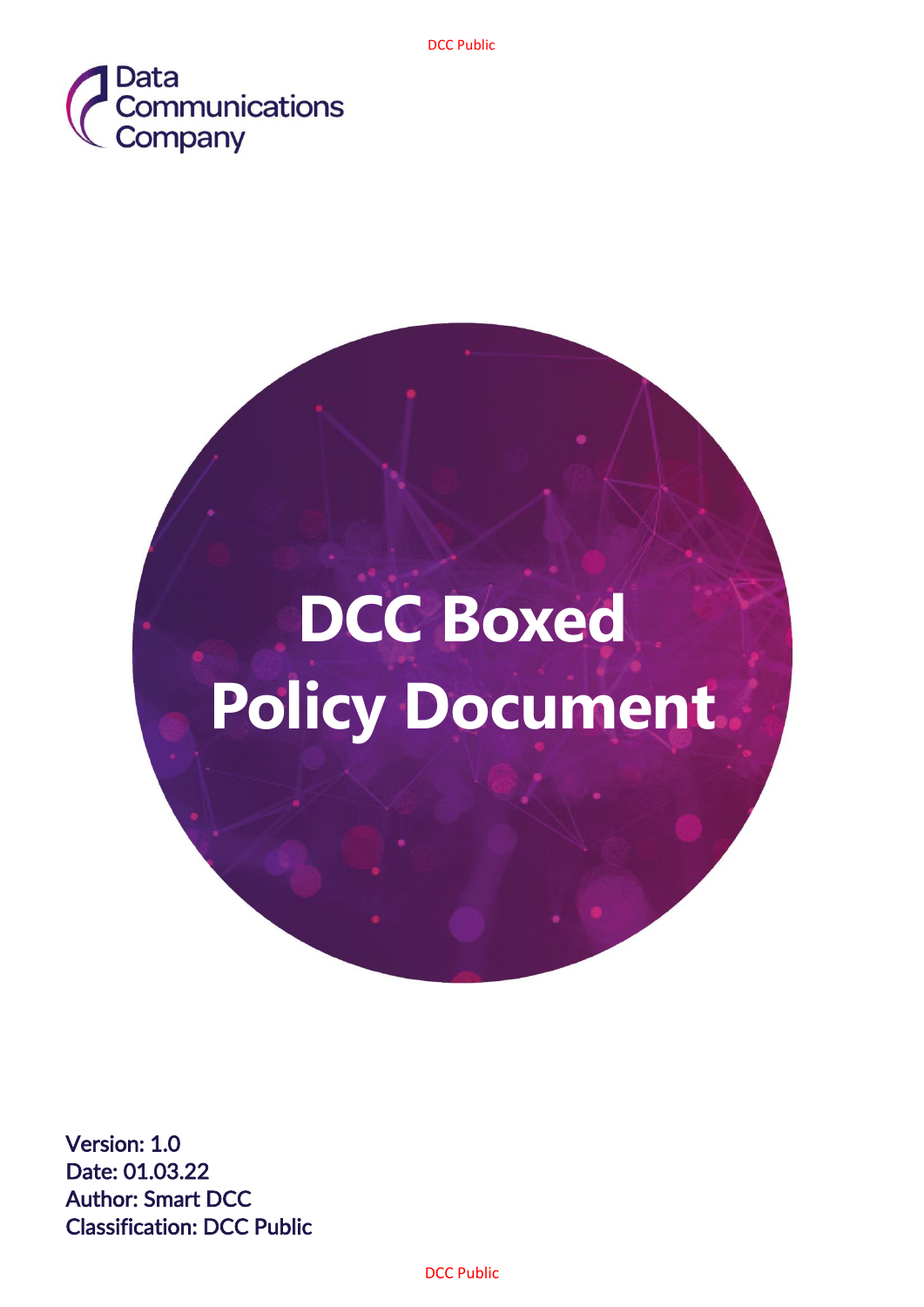Data Communications Company

# DCC Boxed Policy Document

Version: 1.0
Date: 01.03.22
Author: Smart DCC
Classification: DCC Public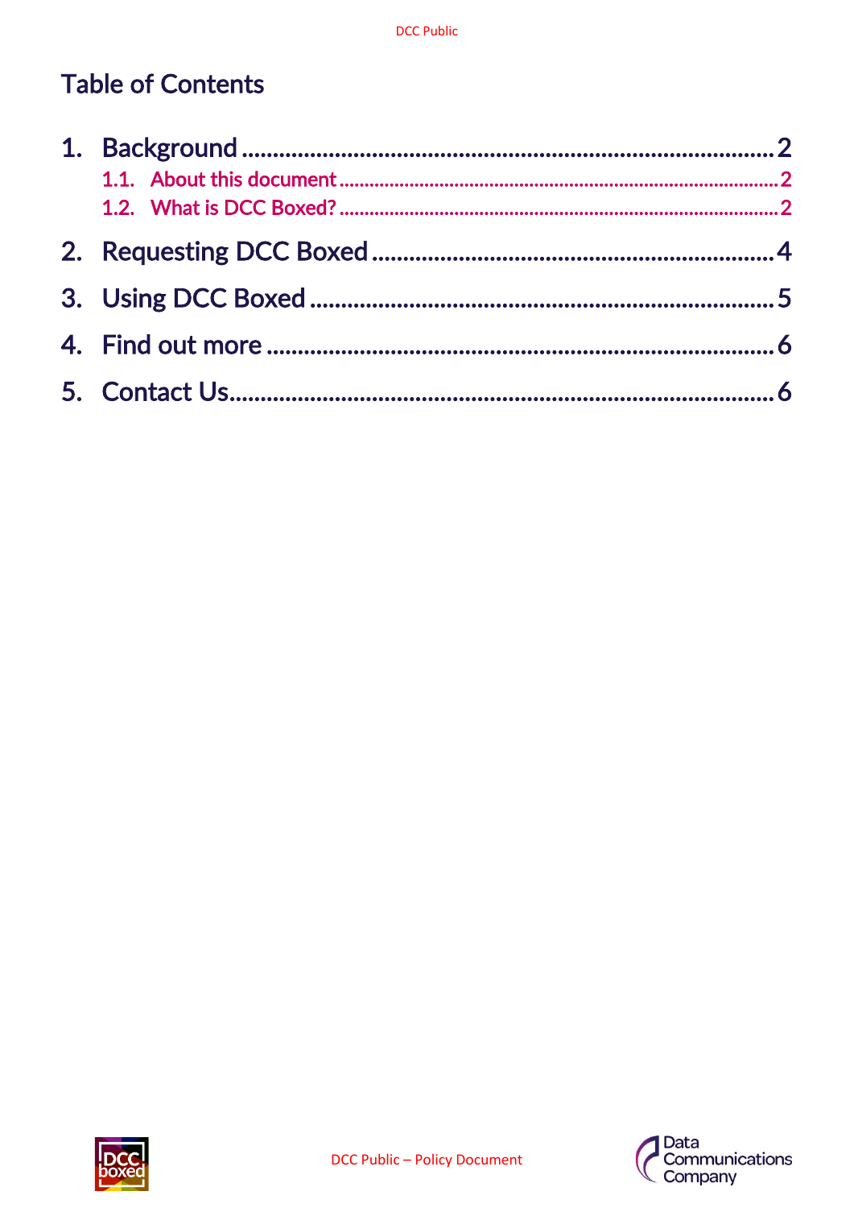# Table of Contents

1. Background ........ 2
   - 1.1. About this document ........ 2
   - 1.2. What is DCC Boxed? ........ 2
2. Requesting DCC Boxed ........ 4
3. Using DCC Boxed ........ 5
4. Find out more ........ 6
5. Contact Us ........ 6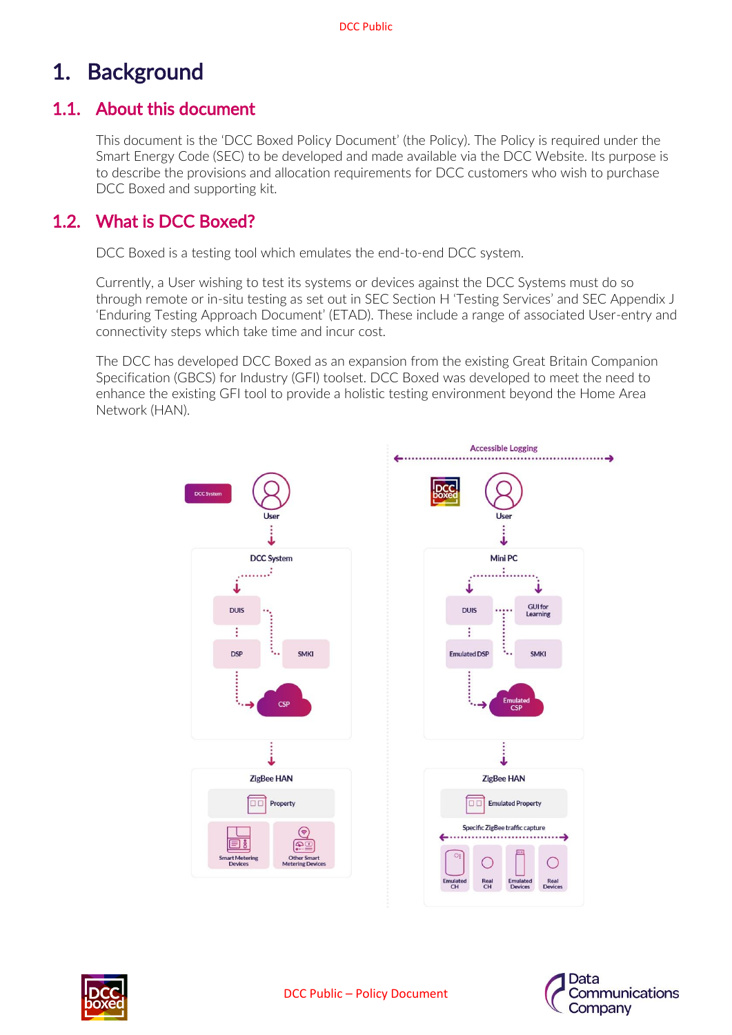# 1. Background

## 1.1. About this document

This document is the 'DCC Boxed Policy Document' (the Policy). The Policy is required under the Smart Energy Code (SEC) to be developed and made available via the DCC Website. Its purpose is to describe the provisions and allocation requirements for DCC customers who wish to purchase DCC Boxed and supporting kit.

## 1.2. What is DCC Boxed?

DCC Boxed is a testing tool which emulates the end-to-end DCC system.

Currently, a User wishing to test its systems or devices against the DCC Systems must do so through remote or in-situ testing as set out in SEC Section H 'Testing Services' and SEC Appendix J 'Enduring Testing Approach Document' (ETAD). These include a range of associated User-entry and connectivity steps which take time and incur cost.

The DCC has developed DCC Boxed as an expansion from the existing Great Britain Companion Specification (GBCS) for Industry (GFI) toolset. DCC Boxed was developed to meet the need to enhance the existing GFI tool to provide a holistic testing environment beyond the Home Area Network (HAN).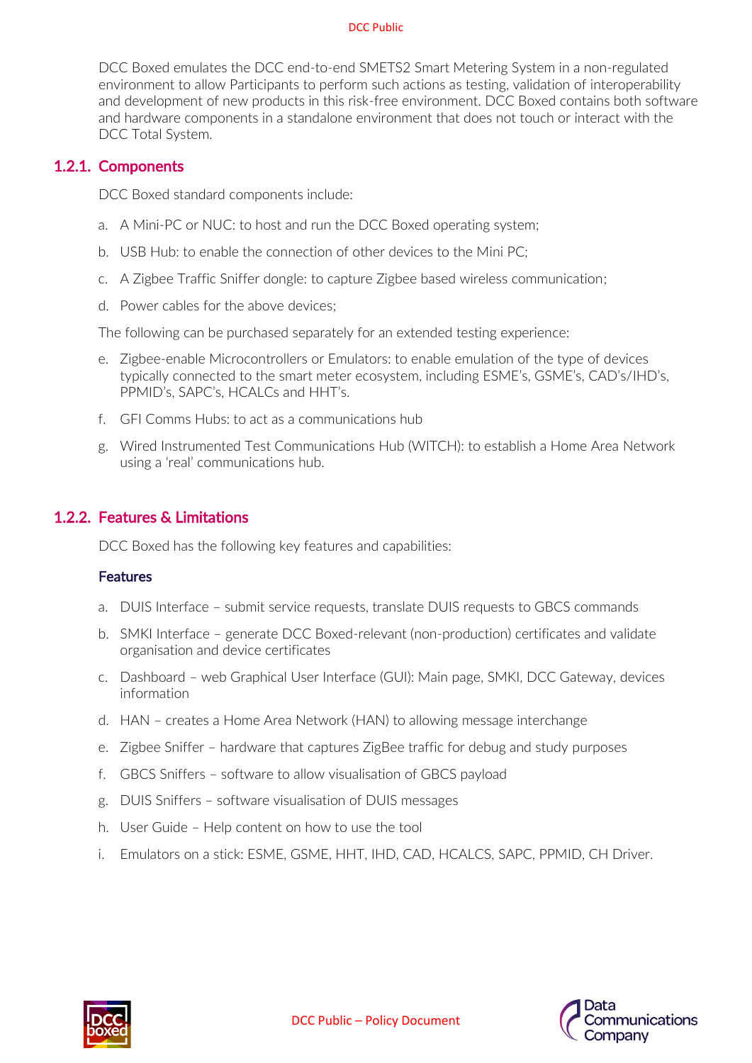DCC Boxed emulates the DCC end-to-end SMETS2 Smart Metering System in a non-regulated environment to allow Participants to perform such actions as testing, validation of interoperability and development of new products in this risk-free environment. DCC Boxed contains both software and hardware components in a standalone environment that does not touch or interact with the DCC Total System.

### 1.2.1. Components

DCC Boxed standard components include:

a. A Mini-PC or NUC: to host and run the DCC Boxed operating system;

b. USB Hub: to enable the connection of other devices to the Mini PC;

c. A Zigbee Traffic Sniffer dongle: to capture Zigbee based wireless communication;

d. Power cables for the above devices;

The following can be purchased separately for an extended testing experience:

e. Zigbee-enable Microcontrollers or Emulators: to enable emulation of the type of devices typically connected to the smart meter ecosystem, including ESME's, GSME's, CAD's/IHD's, PPMID's, SAPC's, HCALCs and HHT's.

f. GFI Comms Hubs: to act as a communications hub

g. Wired Instrumented Test Communications Hub (WITCH): to establish a Home Area Network using a 'real' communications hub.

### 1.2.2. Features & Limitations

DCC Boxed has the following key features and capabilities:

#### Features

a. DUIS Interface – submit service requests, translate DUIS requests to GBCS commands

b. SMKI Interface – generate DCC Boxed-relevant (non-production) certificates and validate organisation and device certificates

c. Dashboard – web Graphical User Interface (GUI): Main page, SMKI, DCC Gateway, devices information

d. HAN – creates a Home Area Network (HAN) to allowing message interchange

e. Zigbee Sniffer – hardware that captures ZigBee traffic for debug and study purposes

f. GBCS Sniffers – software to allow visualisation of GBCS payload

g. DUIS Sniffers – software visualisation of DUIS messages

h. User Guide – Help content on how to use the tool

i. Emulators on a stick: ESME, GSME, HHT, IHD, CAD, HCALCS, SAPC, PPMID, CH Driver.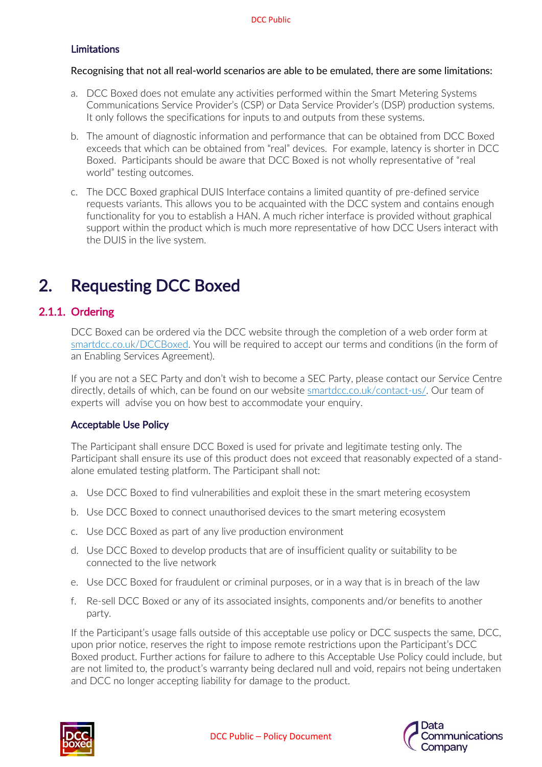### Limitations

Recognising that not all real-world scenarios are able to be emulated, there are some limitations:

a. DCC Boxed does not emulate any activities performed within the Smart Metering Systems Communications Service Provider's (CSP) or Data Service Provider's (DSP) production systems. It only follows the specifications for inputs to and outputs from these systems.

b. The amount of diagnostic information and performance that can be obtained from DCC Boxed exceeds that which can be obtained from "real" devices. For example, latency is shorter in DCC Boxed. Participants should be aware that DCC Boxed is not wholly representative of "real world" testing outcomes.

c. The DCC Boxed graphical DUIS Interface contains a limited quantity of pre-defined service requests variants. This allows you to be acquainted with the DCC system and contains enough functionality for you to establish a HAN. A much richer interface is provided without graphical support within the product which is much more representative of how DCC Users interact with the DUIS in the live system.

# 2. Requesting DCC Boxed

## 2.1.1. Ordering

DCC Boxed can be ordered via the DCC website through the completion of a web order form at smartdcc.co.uk/DCCBoxed. You will be required to accept our terms and conditions (in the form of an Enabling Services Agreement).

If you are not a SEC Party and don't wish to become a SEC Party, please contact our Service Centre directly, details of which, can be found on our website smartdcc.co.uk/contact-us/. Our team of experts will advise you on how best to accommodate your enquiry.

### Acceptable Use Policy

The Participant shall ensure DCC Boxed is used for private and legitimate testing only. The Participant shall ensure its use of this product does not exceed that reasonably expected of a stand-alone emulated testing platform. The Participant shall not:

a. Use DCC Boxed to find vulnerabilities and exploit these in the smart metering ecosystem

b. Use DCC Boxed to connect unauthorised devices to the smart metering ecosystem

c. Use DCC Boxed as part of any live production environment

d. Use DCC Boxed to develop products that are of insufficient quality or suitability to be connected to the live network

e. Use DCC Boxed for fraudulent or criminal purposes, or in a way that is in breach of the law

f. Re-sell DCC Boxed or any of its associated insights, components and/or benefits to another party.

If the Participant's usage falls outside of this acceptable use policy or DCC suspects the same, DCC, upon prior notice, reserves the right to impose remote restrictions upon the Participant's DCC Boxed product. Further actions for failure to adhere to this Acceptable Use Policy could include, but are not limited to, the product's warranty being declared null and void, repairs not being undertaken and DCC no longer accepting liability for damage to the product.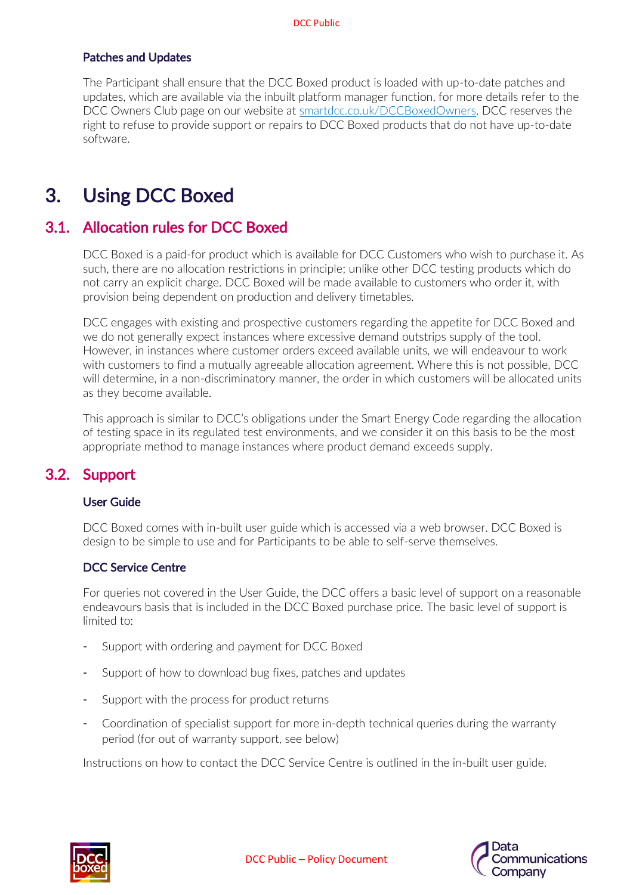### Patches and Updates

The Participant shall ensure that the DCC Boxed product is loaded with up-to-date patches and updates, which are available via the inbuilt platform manager function, for more details refer to the DCC Owners Club page on our website at smartdcc.co.uk/DCCBoxedOwners. DCC reserves the right to refuse to provide support or repairs to DCC Boxed products that do not have up-to-date software.

# 3. Using DCC Boxed

## 3.1. Allocation rules for DCC Boxed

DCC Boxed is a paid-for product which is available for DCC Customers who wish to purchase it. As such, there are no allocation restrictions in principle; unlike other DCC testing products which do not carry an explicit charge. DCC Boxed will be made available to customers who order it, with provision being dependent on production and delivery timetables.

DCC engages with existing and prospective customers regarding the appetite for DCC Boxed and we do not generally expect instances where excessive demand outstrips supply of the tool. However, in instances where customer orders exceed available units, we will endeavour to work with customers to find a mutually agreeable allocation agreement. Where this is not possible, DCC will determine, in a non-discriminatory manner, the order in which customers will be allocated units as they become available.

This approach is similar to DCC's obligations under the Smart Energy Code regarding the allocation of testing space in its regulated test environments, and we consider it on this basis to be the most appropriate method to manage instances where product demand exceeds supply.

## 3.2. Support

### User Guide

DCC Boxed comes with in-built user guide which is accessed via a web browser. DCC Boxed is design to be simple to use and for Participants to be able to self-serve themselves.

### DCC Service Centre

For queries not covered in the User Guide, the DCC offers a basic level of support on a reasonable endeavours basis that is included in the DCC Boxed purchase price. The basic level of support is limited to:

- Support with ordering and payment for DCC Boxed
- Support of how to download bug fixes, patches and updates
- Support with the process for product returns
- Coordination of specialist support for more in-depth technical queries during the warranty period (for out of warranty support, see below)

Instructions on how to contact the DCC Service Centre is outlined in the in-built user guide.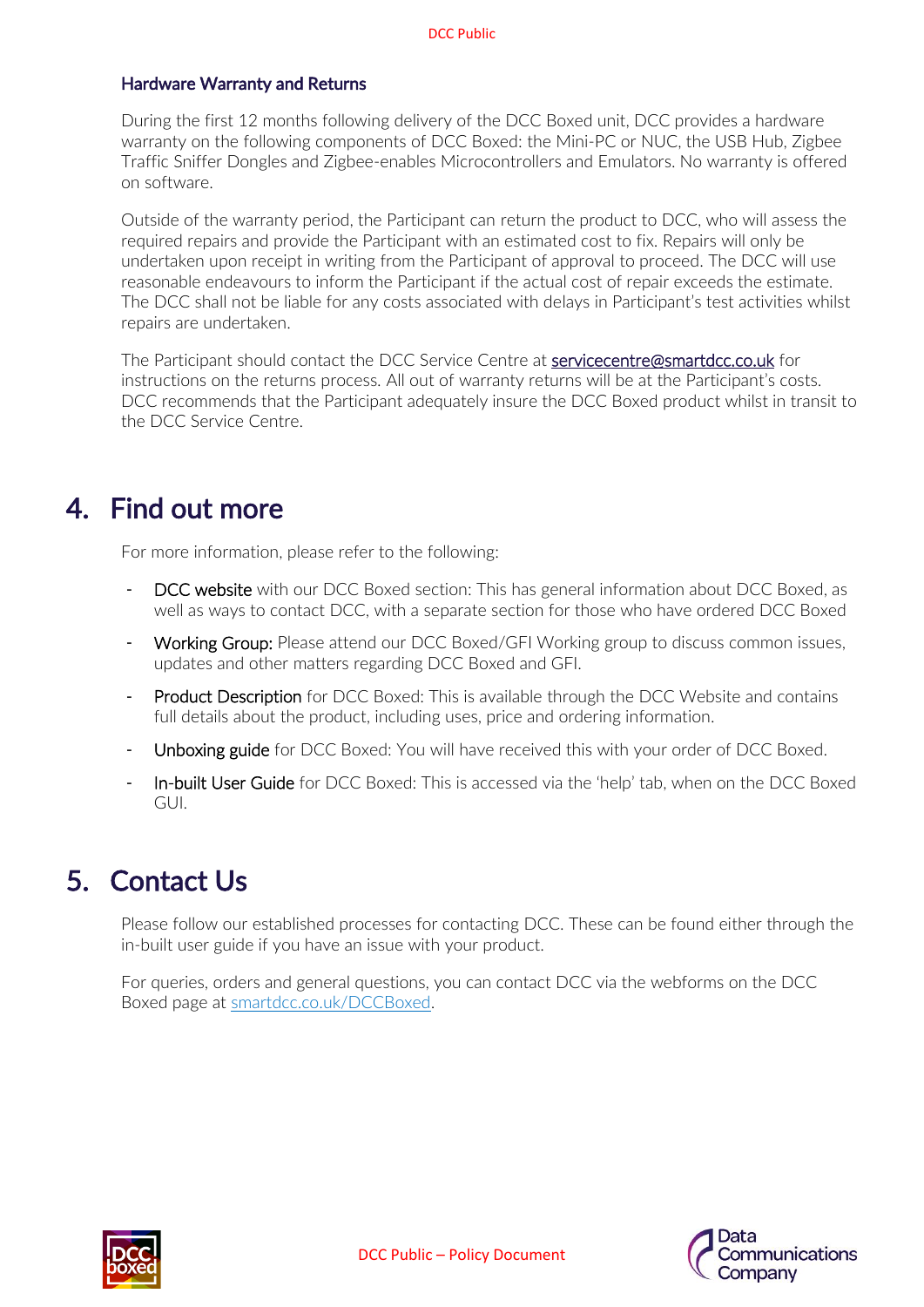### Hardware Warranty and Returns

During the first 12 months following delivery of the DCC Boxed unit, DCC provides a hardware warranty on the following components of DCC Boxed: the Mini-PC or NUC, the USB Hub, Zigbee Traffic Sniffer Dongles and Zigbee-enables Microcontrollers and Emulators. No warranty is offered on software.

Outside of the warranty period, the Participant can return the product to DCC, who will assess the required repairs and provide the Participant with an estimated cost to fix. Repairs will only be undertaken upon receipt in writing from the Participant of approval to proceed. The DCC will use reasonable endeavours to inform the Participant if the actual cost of repair exceeds the estimate. The DCC shall not be liable for any costs associated with delays in Participant's test activities whilst repairs are undertaken.

The Participant should contact the DCC Service Centre at servicecentre@smartdcc.co.uk for instructions on the returns process. All out of warranty returns will be at the Participant's costs. DCC recommends that the Participant adequately insure the DCC Boxed product whilst in transit to the DCC Service Centre.

# 4. Find out more

For more information, please refer to the following:

- DCC website with our DCC Boxed section: This has general information about DCC Boxed, as well as ways to contact DCC, with a separate section for those who have ordered DCC Boxed
- Working Group: Please attend our DCC Boxed/GFI Working group to discuss common issues, updates and other matters regarding DCC Boxed and GFI.
- Product Description for DCC Boxed: This is available through the DCC Website and contains full details about the product, including uses, price and ordering information.
- Unboxing guide for DCC Boxed: You will have received this with your order of DCC Boxed.
- In-built User Guide for DCC Boxed: This is accessed via the 'help' tab, when on the DCC Boxed GUI.

# 5. Contact Us

Please follow our established processes for contacting DCC. These can be found either through the in-built user guide if you have an issue with your product.

For queries, orders and general questions, you can contact DCC via the webforms on the DCC Boxed page at smartdcc.co.uk/DCCBoxed.